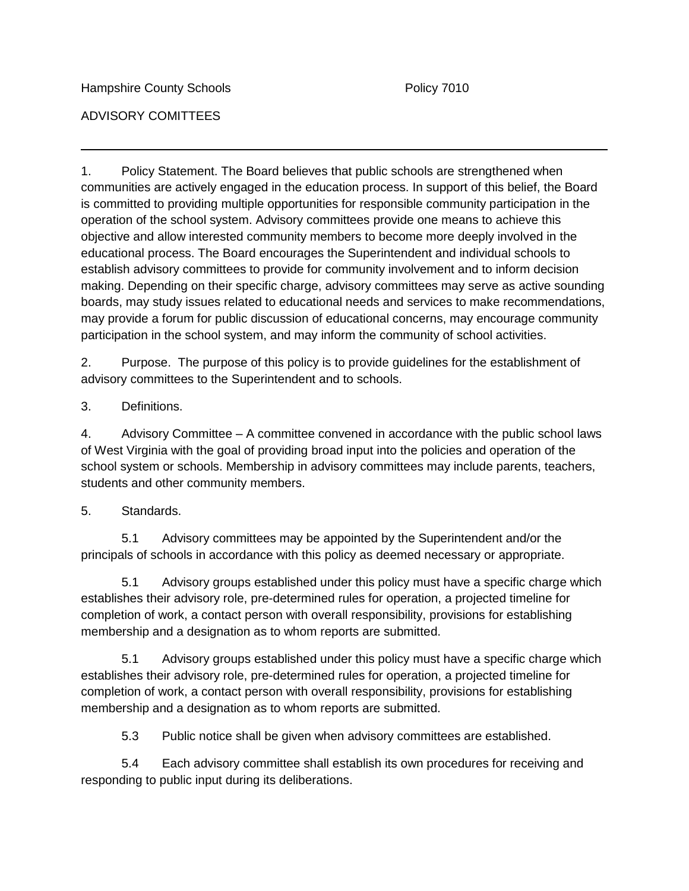Hampshire County Schools Policy 7010

ADVISORY COMITTEES

---

1. Policy Statement. The Board believes that public schools are strengthened when communities are actively engaged in the education process. In support of this belief, the Board is committed to providing multiple opportunities for responsible community participation in the operation of the school system. Advisory committees provide one means to achieve this objective and allow interested community members to become more deeply involved in the educational process. The Board encourages the Superintendent and individual schools to establish advisory committees to provide for community involvement and to inform decision making. Depending on their specific charge, advisory committees may serve as active sounding boards, may study issues related to educational needs and services to make recommendations, may provide a forum for public discussion of educational concerns, may encourage community participation in the school system, and may inform the community of school activities.

2. Purpose. The purpose of this policy is to provide guidelines for the establishment of advisory committees to the Superintendent and to schools.

3. Definitions.

4. Advisory Committee – A committee convened in accordance with the public school laws of West Virginia with the goal of providing broad input into the policies and operation of the school system or schools. Membership in advisory committees may include parents, teachers, students and other community members.

5. Standards.

5.1 Advisory committees may be appointed by the Superintendent and/or the principals of schools in accordance with this policy as deemed necessary or appropriate.

5.1 Advisory groups established under this policy must have a specific charge which establishes their advisory role, pre-determined rules for operation, a projected timeline for completion of work, a contact person with overall responsibility, provisions for establishing membership and a designation as to whom reports are submitted.

5.1 Advisory groups established under this policy must have a specific charge which establishes their advisory role, pre-determined rules for operation, a projected timeline for completion of work, a contact person with overall responsibility, provisions for establishing membership and a designation as to whom reports are submitted.

5.3 Public notice shall be given when advisory committees are established.

5.4 Each advisory committee shall establish its own procedures for receiving and responding to public input during its deliberations.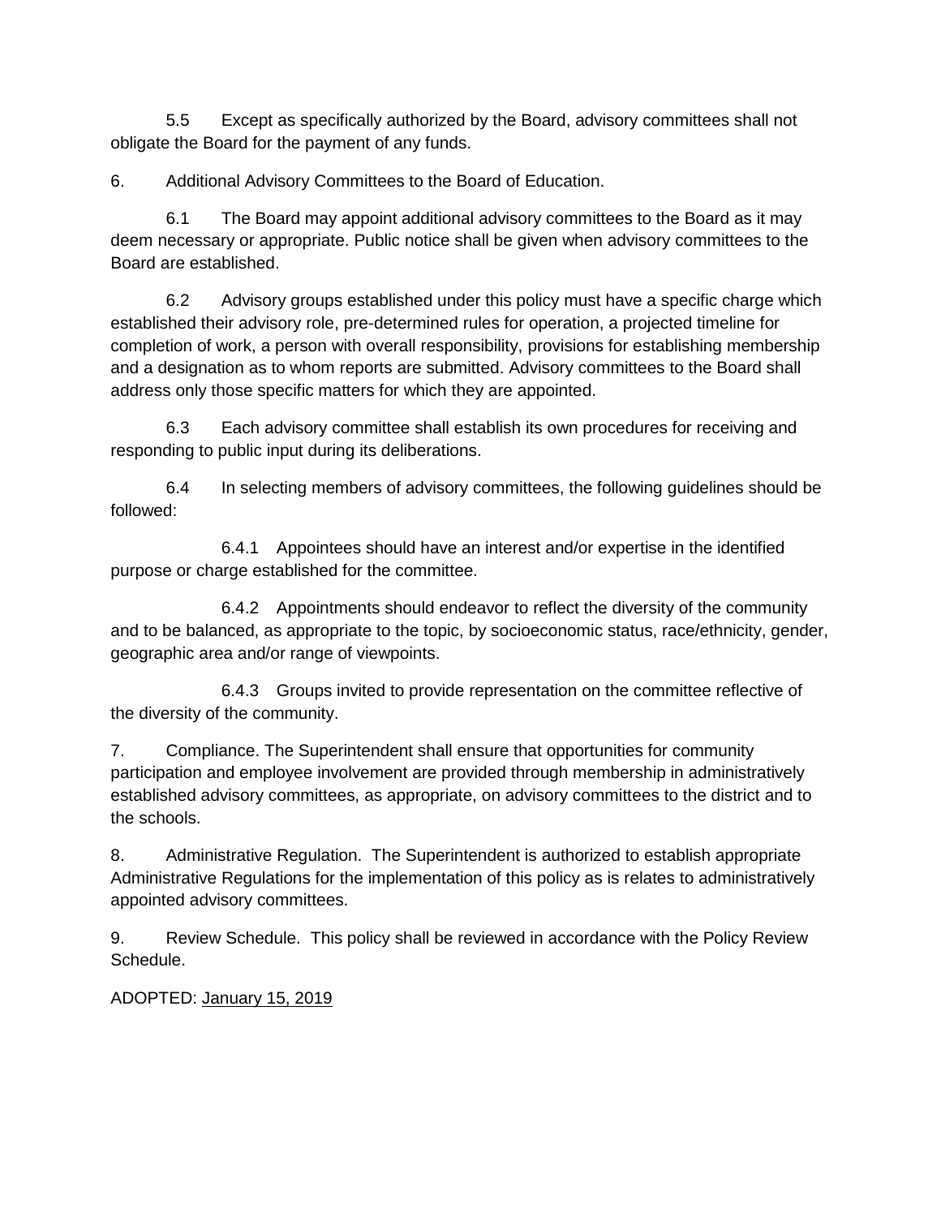5.5 Except as specifically authorized by the Board, advisory committees shall not obligate the Board for the payment of any funds.

6. Additional Advisory Committees to the Board of Education.

6.1 The Board may appoint additional advisory committees to the Board as it may deem necessary or appropriate. Public notice shall be given when advisory committees to the Board are established.

6.2 Advisory groups established under this policy must have a specific charge which established their advisory role, pre-determined rules for operation, a projected timeline for completion of work, a person with overall responsibility, provisions for establishing membership and a designation as to whom reports are submitted. Advisory committees to the Board shall address only those specific matters for which they are appointed.

6.3 Each advisory committee shall establish its own procedures for receiving and responding to public input during its deliberations.

6.4 In selecting members of advisory committees, the following guidelines should be followed:

6.4.1 Appointees should have an interest and/or expertise in the identified purpose or charge established for the committee.

6.4.2 Appointments should endeavor to reflect the diversity of the community and to be balanced, as appropriate to the topic, by socioeconomic status, race/ethnicity, gender, geographic area and/or range of viewpoints.

6.4.3 Groups invited to provide representation on the committee reflective of the diversity of the community.

7. Compliance. The Superintendent shall ensure that opportunities for community participation and employee involvement are provided through membership in administratively established advisory committees, as appropriate, on advisory committees to the district and to the schools.

8. Administrative Regulation. The Superintendent is authorized to establish appropriate Administrative Regulations for the implementation of this policy as is relates to administratively appointed advisory committees.

9. Review Schedule. This policy shall be reviewed in accordance with the Policy Review Schedule.

ADOPTED: January 15, 2019